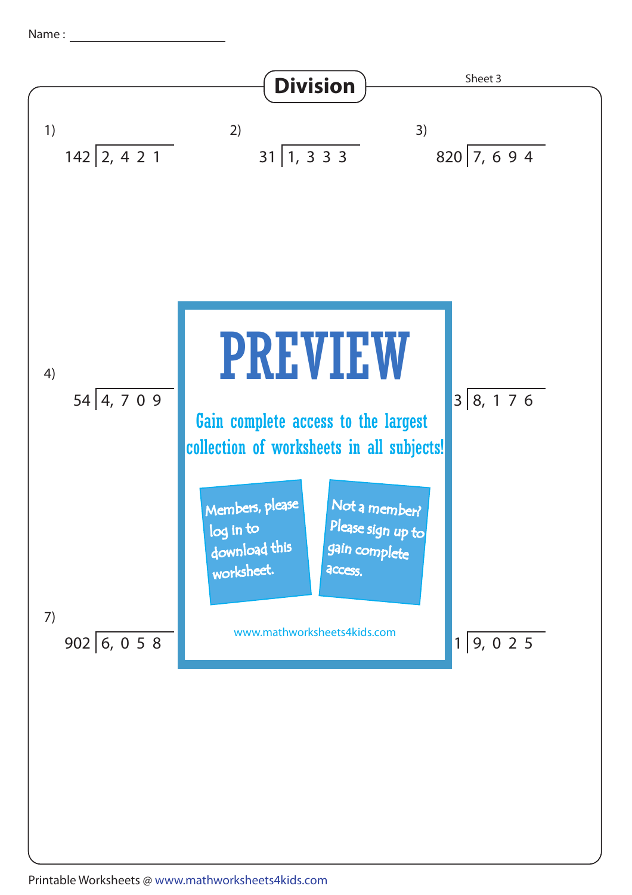Name : ____________________

# Division

Sheet 3

1) $142 \overline{)2,421}$

2) $31 \overline{)1,333}$

3) $820 \overline{)7,694}$

4) $54 \overline{)4,709}$

3 $\overline{)8,176}$

7) $902 \overline{)6,058}$

1 $\overline{)9,025}$

PREVIEW

Gain complete access to the largest collection of worksheets in all subjects!

Members, please log in to download this worksheet.

Not a member? Please sign up to gain complete access.

www.mathworksheets4kids.com

Printable Worksheets @ www.mathworksheets4kids.com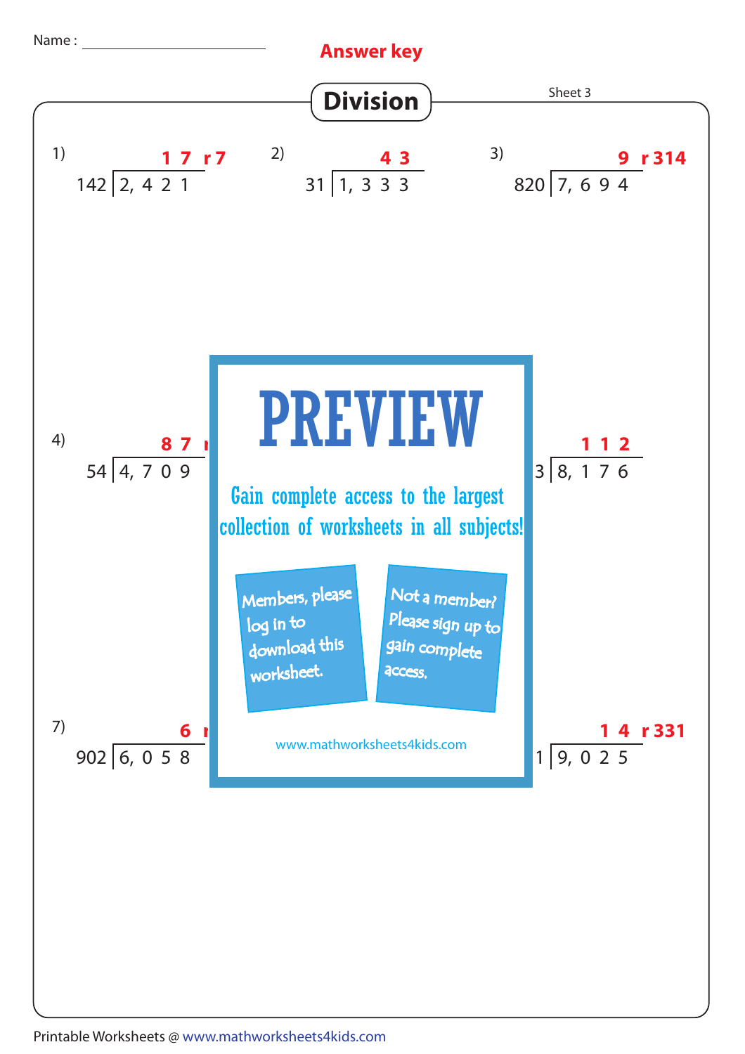Name : ______________________

**Answer key**

# Division

Sheet 3

1) $142 \overline{)2,421}$ — **17 r7**

2) $31 \overline{)1,333}$ — **43**

3) $820 \overline{)7,694}$ — **9 r314**

4) $54 \overline{)4,709}$ — **87 r**

3 $\overline{)8,176}$ — **112**

PREVIEW

Gain complete access to the largest collection of worksheets in all subjects!

Members, please log in to download this worksheet.

Not a member? Please sign up to gain complete access.

www.mathworksheets4kids.com

7) $902 \overline{)6,058}$ — **6 r**

1 $\overline{)9,025}$ — **14 r331**